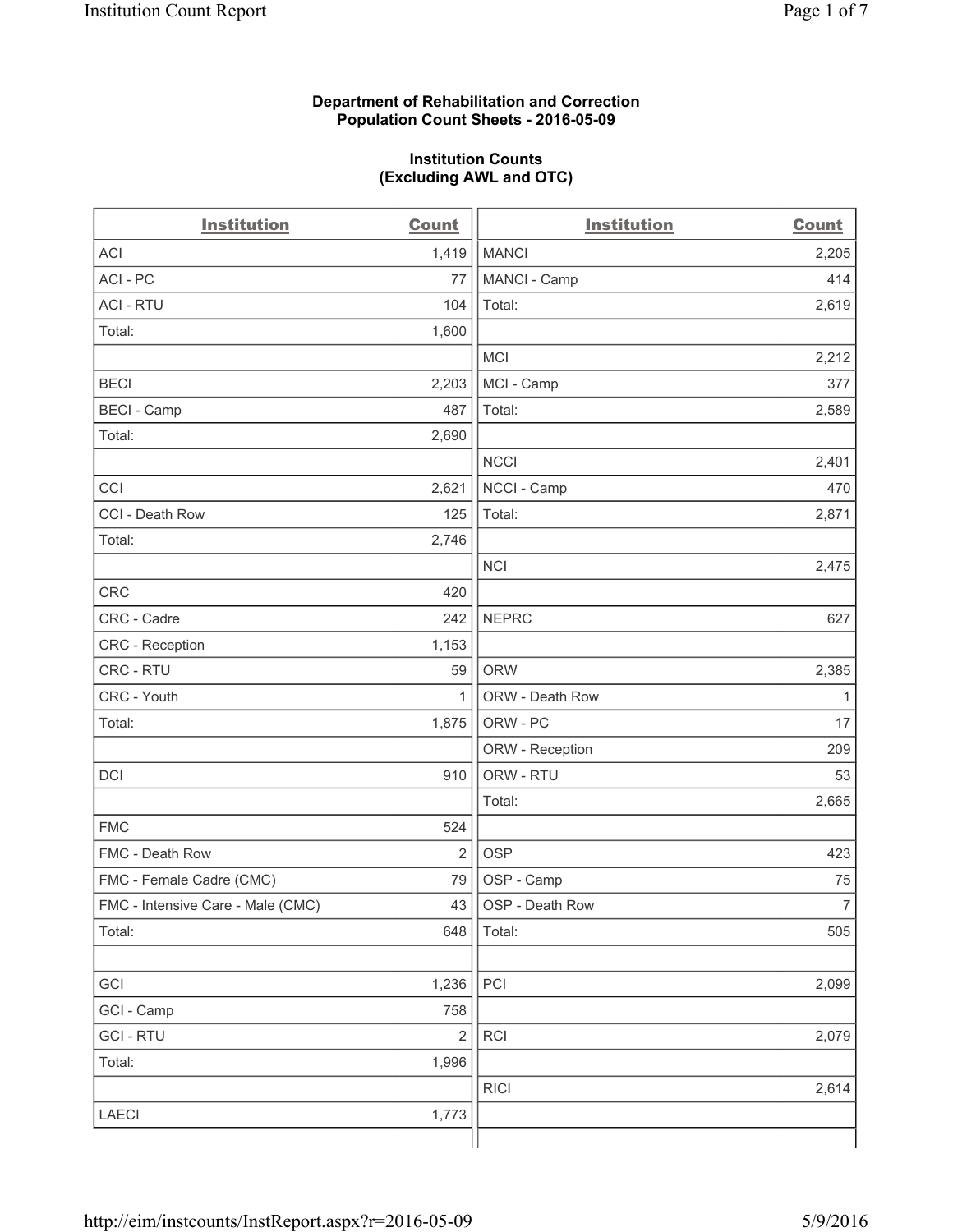**Department of Rehabilitation and Correction**
**Population Count Sheets - 2016-05-09**

**Institution Counts**
**(Excluding AWL and OTC)**

| Institution | Count |
|---|---|
| ACI | 1,419 |
| ACI - PC | 77 |
| ACI - RTU | 104 |
| Total: | 1,600 |
| | |
| BECI | 2,203 |
| BECI - Camp | 487 |
| Total: | 2,690 |
| | |
| CCI | 2,621 |
| CCI - Death Row | 125 |
| Total: | 2,746 |
| | |
| CRC | 420 |
| CRC - Cadre | 242 |
| CRC - Reception | 1,153 |
| CRC - RTU | 59 |
| CRC - Youth | 1 |
| Total: | 1,875 |
| | |
| DCI | 910 |
| | |
| FMC | 524 |
| FMC - Death Row | 2 |
| FMC - Female Cadre (CMC) | 79 |
| FMC - Intensive Care - Male (CMC) | 43 |
| Total: | 648 |
| | |
| GCI | 1,236 |
| GCI - Camp | 758 |
| GCI - RTU | 2 |
| Total: | 1,996 |
| | |
| LAECI | 1,773 |
| MANCI | 2,205 |
| MANCI - Camp | 414 |
| Total: | 2,619 |
| | |
| MCI | 2,212 |
| MCI - Camp | 377 |
| Total: | 2,589 |
| | |
| NCCI | 2,401 |
| NCCI - Camp | 470 |
| Total: | 2,871 |
| | |
| NCI | 2,475 |
| | |
| NEPRC | 627 |
| | |
| ORW | 2,385 |
| ORW - Death Row | 1 |
| ORW - PC | 17 |
| ORW - Reception | 209 |
| ORW - RTU | 53 |
| Total: | 2,665 |
| | |
| OSP | 423 |
| OSP - Camp | 75 |
| OSP - Death Row | 7 |
| Total: | 505 |
| | |
| PCI | 2,099 |
| | |
| RCI | 2,079 |
| | |
| RICI | 2,614 |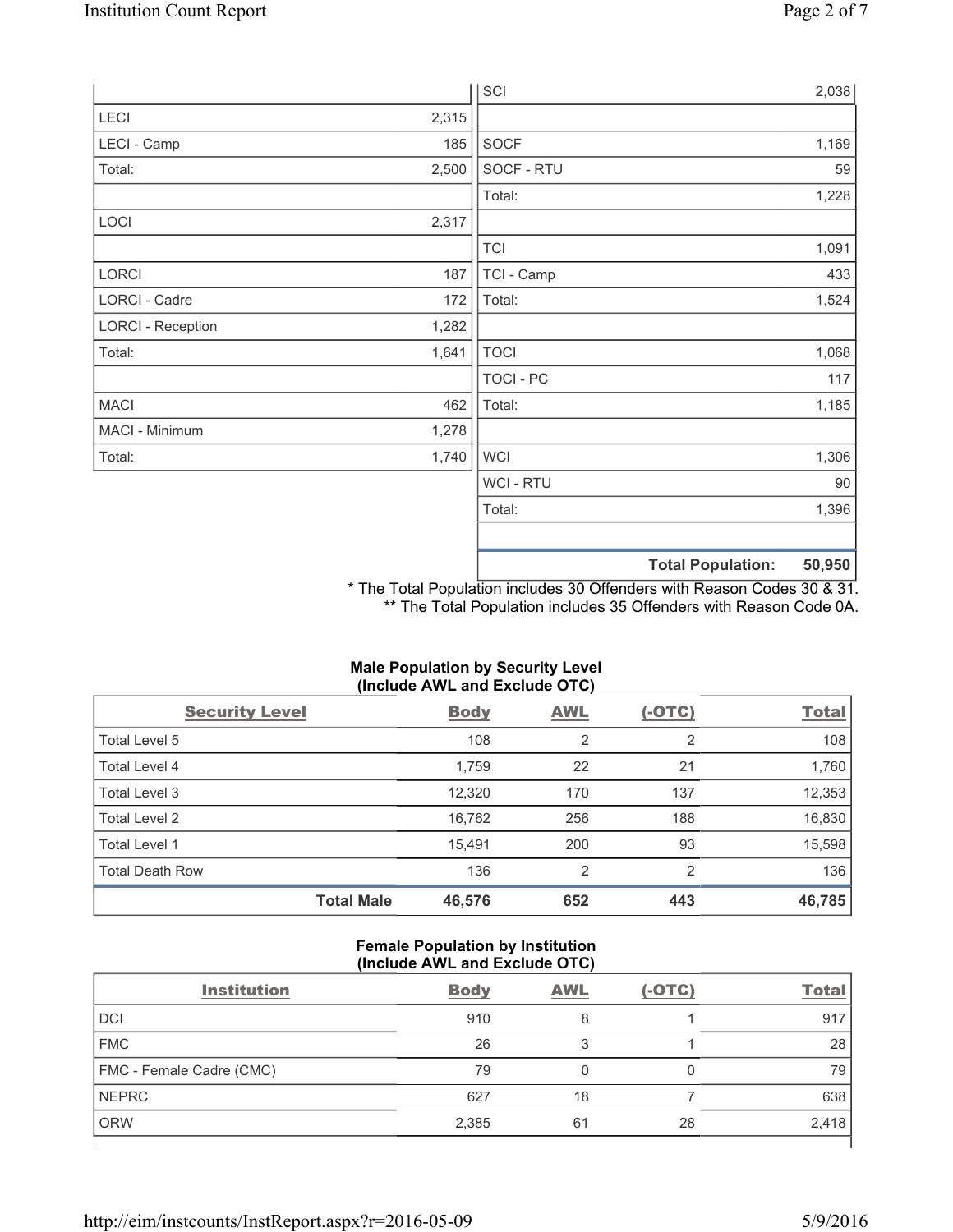| | |
|---|---|
| LECI | 2,315 |
| LECI - Camp | 185 |
| Total: | 2,500 |
| | |
| LOCI | 2,317 |
| | |
| LORCI | 187 |
| LORCI - Cadre | 172 |
| LORCI - Reception | 1,282 |
| Total: | 1,641 |
| | |
| MACI | 462 |
| MACI - Minimum | 1,278 |
| Total: | 1,740 |

| | |
|---|---|
| SCI | 2,038 |
| | |
| SOCF | 1,169 |
| SOCF - RTU | 59 |
| Total: | 1,228 |
| | |
| TCI | 1,091 |
| TCI - Camp | 433 |
| Total: | 1,524 |
| | |
| TOCI | 1,068 |
| TOCI - PC | 117 |
| Total: | 1,185 |
| | |
| WCI | 1,306 |
| WCI - RTU | 90 |
| Total: | 1,396 |
| | |
| **Total Population:** | **50,950** |

\* The Total Population includes 30 Offenders with Reason Codes 30 & 31.
\*\* The Total Population includes 35 Offenders with Reason Code 0A.

**Male Population by Security Level (Include AWL and Exclude OTC)**

| Security Level | Body | AWL | (-OTC) | Total |
|---|---|---|---|---|
| Total Level 5 | 108 | 2 | 2 | 108 |
| Total Level 4 | 1,759 | 22 | 21 | 1,760 |
| Total Level 3 | 12,320 | 170 | 137 | 12,353 |
| Total Level 2 | 16,762 | 256 | 188 | 16,830 |
| Total Level 1 | 15,491 | 200 | 93 | 15,598 |
| Total Death Row | 136 | 2 | 2 | 136 |
| **Total Male** | **46,576** | **652** | **443** | **46,785** |

**Female Population by Institution (Include AWL and Exclude OTC)**

| Institution | Body | AWL | (-OTC) | Total |
|---|---|---|---|---|
| DCI | 910 | 8 | 1 | 917 |
| FMC | 26 | 3 | 1 | 28 |
| FMC - Female Cadre (CMC) | 79 | 0 | 0 | 79 |
| NEPRC | 627 | 18 | 7 | 638 |
| ORW | 2,385 | 61 | 28 | 2,418 |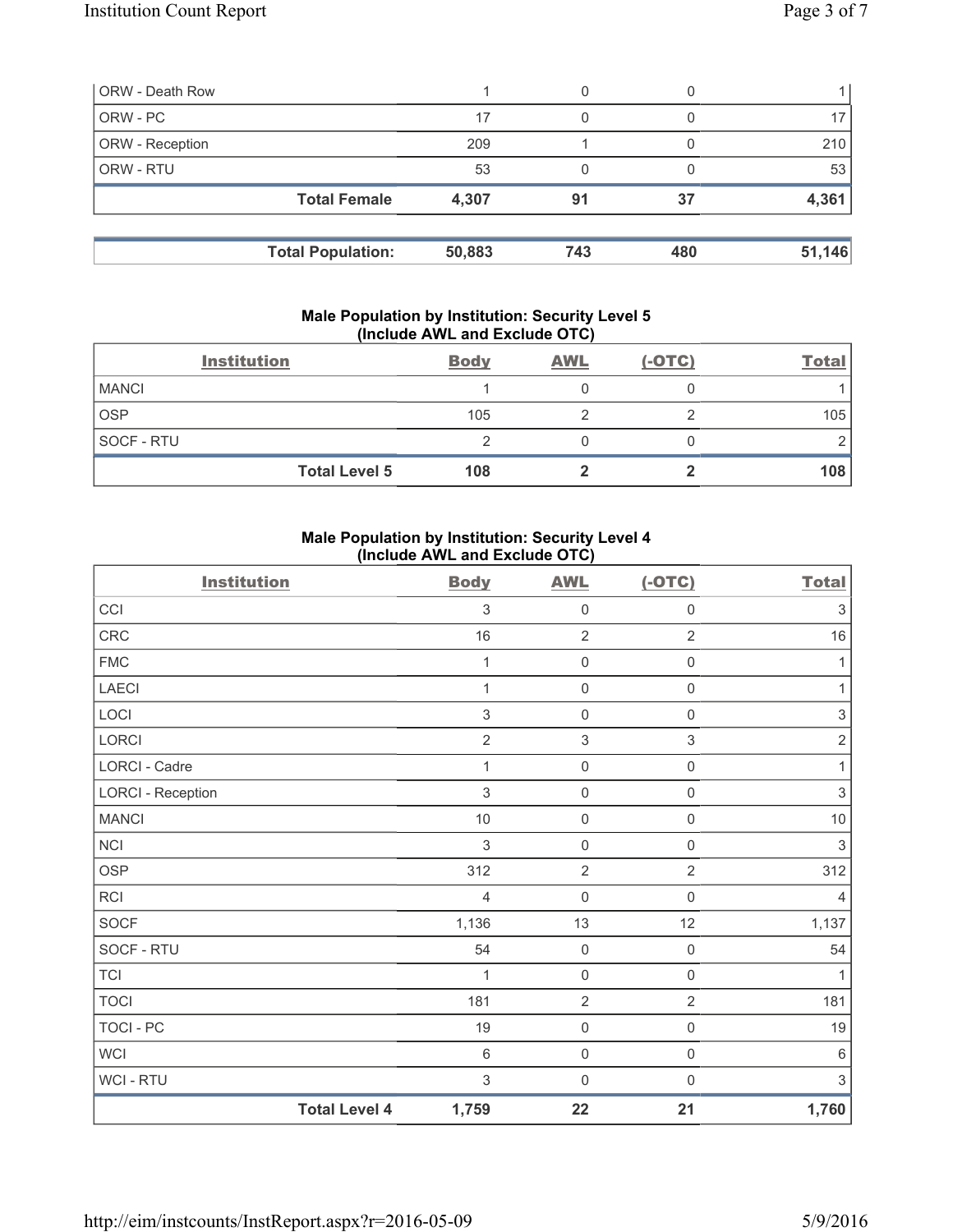| | | | | |
|---|---|---|---|---|
| ORW - Death Row | 1 | 0 | 0 | 1 |
| ORW - PC | 17 | 0 | 0 | 17 |
| ORW - Reception | 209 | 1 | 0 | 210 |
| ORW - RTU | 53 | 0 | 0 | 53 |
| **Total Female** | **4,307** | **91** | **37** | **4,361** |

| | | | | |
|---|---|---|---|---|
| **Total Population:** | **50,883** | **743** | **480** | **51,146** |

### Male Population by Institution: Security Level 5 (Include AWL and Exclude OTC)

| Institution | Body | AWL | (-OTC) | Total |
|---|---|---|---|---|
| MANCI | 1 | 0 | 0 | 1 |
| OSP | 105 | 2 | 2 | 105 |
| SOCF - RTU | 2 | 0 | 0 | 2 |
| **Total Level 5** | **108** | **2** | **2** | **108** |

### Male Population by Institution: Security Level 4 (Include AWL and Exclude OTC)

| Institution | Body | AWL | (-OTC) | Total |
|---|---|---|---|---|
| CCI | 3 | 0 | 0 | 3 |
| CRC | 16 | 2 | 2 | 16 |
| FMC | 1 | 0 | 0 | 1 |
| LAECI | 1 | 0 | 0 | 1 |
| LOCI | 3 | 0 | 0 | 3 |
| LORCI | 2 | 3 | 3 | 2 |
| LORCI - Cadre | 1 | 0 | 0 | 1 |
| LORCI - Reception | 3 | 0 | 0 | 3 |
| MANCI | 10 | 0 | 0 | 10 |
| NCI | 3 | 0 | 0 | 3 |
| OSP | 312 | 2 | 2 | 312 |
| RCI | 4 | 0 | 0 | 4 |
| SOCF | 1,136 | 13 | 12 | 1,137 |
| SOCF - RTU | 54 | 0 | 0 | 54 |
| TCI | 1 | 0 | 0 | 1 |
| TOCI | 181 | 2 | 2 | 181 |
| TOCI - PC | 19 | 0 | 0 | 19 |
| WCI | 6 | 0 | 0 | 6 |
| WCI - RTU | 3 | 0 | 0 | 3 |
| **Total Level 4** | **1,759** | **22** | **21** | **1,760** |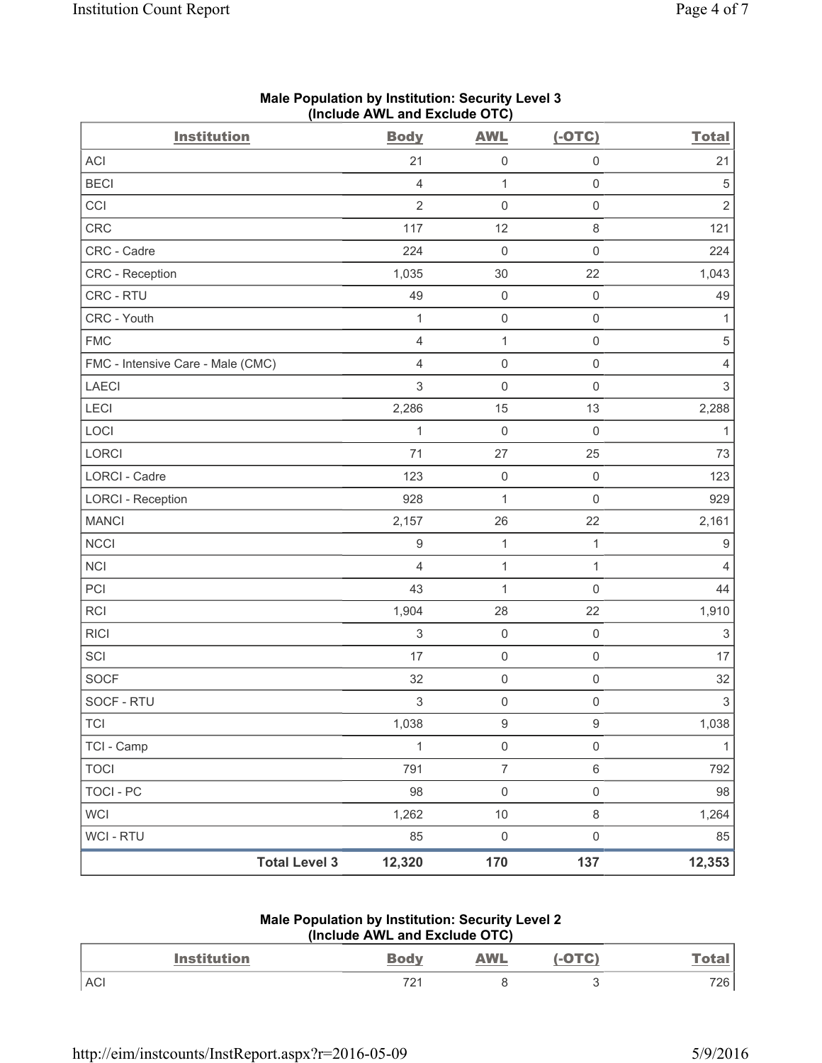## Male Population by Institution: Security Level 3
### (Include AWL and Exclude OTC)

| Institution | Body | AWL | (-OTC) | Total |
|---|---|---|---|---|
| ACI | 21 | 0 | 0 | 21 |
| BECI | 4 | 1 | 0 | 5 |
| CCI | 2 | 0 | 0 | 2 |
| CRC | 117 | 12 | 8 | 121 |
| CRC - Cadre | 224 | 0 | 0 | 224 |
| CRC - Reception | 1,035 | 30 | 22 | 1,043 |
| CRC - RTU | 49 | 0 | 0 | 49 |
| CRC - Youth | 1 | 0 | 0 | 1 |
| FMC | 4 | 1 | 0 | 5 |
| FMC - Intensive Care - Male (CMC) | 4 | 0 | 0 | 4 |
| LAECI | 3 | 0 | 0 | 3 |
| LECI | 2,286 | 15 | 13 | 2,288 |
| LOCI | 1 | 0 | 0 | 1 |
| LORCI | 71 | 27 | 25 | 73 |
| LORCI - Cadre | 123 | 0 | 0 | 123 |
| LORCI - Reception | 928 | 1 | 0 | 929 |
| MANCI | 2,157 | 26 | 22 | 2,161 |
| NCCI | 9 | 1 | 1 | 9 |
| NCI | 4 | 1 | 1 | 4 |
| PCI | 43 | 1 | 0 | 44 |
| RCI | 1,904 | 28 | 22 | 1,910 |
| RICI | 3 | 0 | 0 | 3 |
| SCI | 17 | 0 | 0 | 17 |
| SOCF | 32 | 0 | 0 | 32 |
| SOCF - RTU | 3 | 0 | 0 | 3 |
| TCI | 1,038 | 9 | 9 | 1,038 |
| TCI - Camp | 1 | 0 | 0 | 1 |
| TOCI | 791 | 7 | 6 | 792 |
| TOCI - PC | 98 | 0 | 0 | 98 |
| WCI | 1,262 | 10 | 8 | 1,264 |
| WCI - RTU | 85 | 0 | 0 | 85 |
| **Total Level 3** | **12,320** | **170** | **137** | **12,353** |

## Male Population by Institution: Security Level 2
### (Include AWL and Exclude OTC)

| Institution | Body | AWL | (-OTC) | Total |
|---|---|---|---|---|
| ACI | 721 | 8 | 3 | 726 |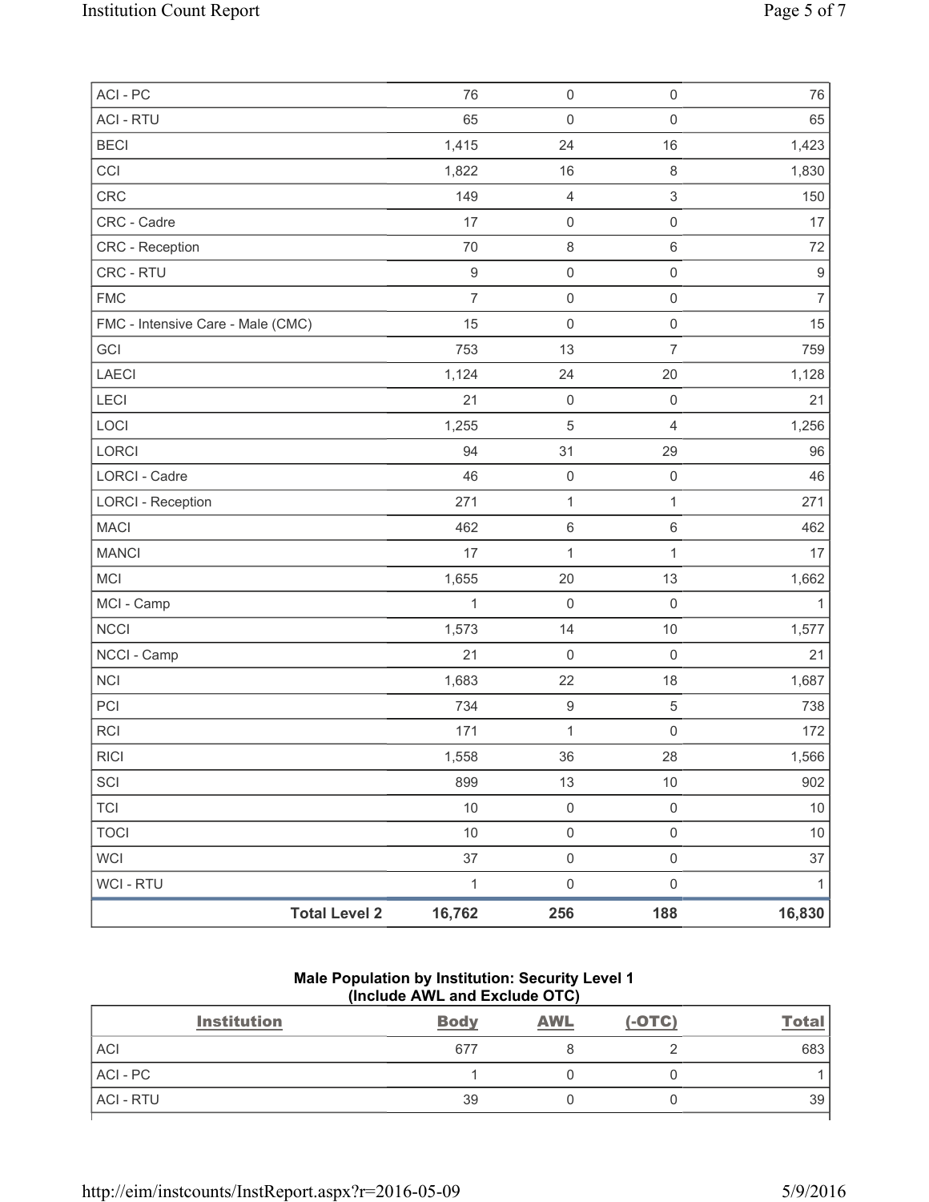| ACI - PC | 76 | 0 | 0 | 76 |
|---|---|---|---|---|
| ACI - RTU | 65 | 0 | 0 | 65 |
| BECI | 1,415 | 24 | 16 | 1,423 |
| CCI | 1,822 | 16 | 8 | 1,830 |
| CRC | 149 | 4 | 3 | 150 |
| CRC - Cadre | 17 | 0 | 0 | 17 |
| CRC - Reception | 70 | 8 | 6 | 72 |
| CRC - RTU | 9 | 0 | 0 | 9 |
| FMC | 7 | 0 | 0 | 7 |
| FMC - Intensive Care - Male (CMC) | 15 | 0 | 0 | 15 |
| GCI | 753 | 13 | 7 | 759 |
| LAECI | 1,124 | 24 | 20 | 1,128 |
| LECI | 21 | 0 | 0 | 21 |
| LOCI | 1,255 | 5 | 4 | 1,256 |
| LORCI | 94 | 31 | 29 | 96 |
| LORCI - Cadre | 46 | 0 | 0 | 46 |
| LORCI - Reception | 271 | 1 | 1 | 271 |
| MACI | 462 | 6 | 6 | 462 |
| MANCI | 17 | 1 | 1 | 17 |
| MCI | 1,655 | 20 | 13 | 1,662 |
| MCI - Camp | 1 | 0 | 0 | 1 |
| NCCI | 1,573 | 14 | 10 | 1,577 |
| NCCI - Camp | 21 | 0 | 0 | 21 |
| NCI | 1,683 | 22 | 18 | 1,687 |
| PCI | 734 | 9 | 5 | 738 |
| RCI | 171 | 1 | 0 | 172 |
| RICI | 1,558 | 36 | 28 | 1,566 |
| SCI | 899 | 13 | 10 | 902 |
| TCI | 10 | 0 | 0 | 10 |
| TOCI | 10 | 0 | 0 | 10 |
| WCI | 37 | 0 | 0 | 37 |
| WCI - RTU | 1 | 0 | 0 | 1 |
| **Total Level 2** | **16,762** | **256** | **188** | **16,830** |

**Male Population by Institution: Security Level 1**
**(Include AWL and Exclude OTC)**

| Institution | Body | AWL | (-OTC) | Total |
|---|---|---|---|---|
| ACI | 677 | 8 | 2 | 683 |
| ACI - PC | 1 | 0 | 0 | 1 |
| ACI - RTU | 39 | 0 | 0 | 39 |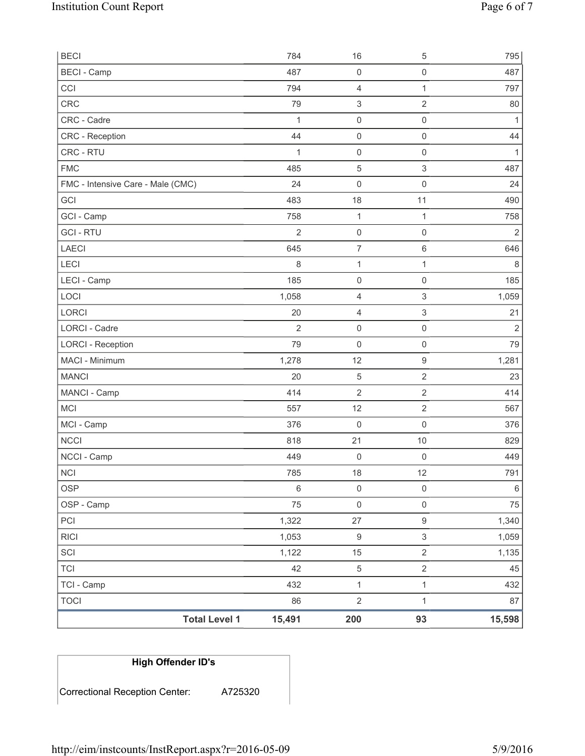| | | | | |
|---|---|---|---|---|
| BECI | 784 | 16 | 5 | 795 |
| BECI - Camp | 487 | 0 | 0 | 487 |
| CCI | 794 | 4 | 1 | 797 |
| CRC | 79 | 3 | 2 | 80 |
| CRC - Cadre | 1 | 0 | 0 | 1 |
| CRC - Reception | 44 | 0 | 0 | 44 |
| CRC - RTU | 1 | 0 | 0 | 1 |
| FMC | 485 | 5 | 3 | 487 |
| FMC - Intensive Care - Male (CMC) | 24 | 0 | 0 | 24 |
| GCI | 483 | 18 | 11 | 490 |
| GCI - Camp | 758 | 1 | 1 | 758 |
| GCI - RTU | 2 | 0 | 0 | 2 |
| LAECI | 645 | 7 | 6 | 646 |
| LECI | 8 | 1 | 1 | 8 |
| LECI - Camp | 185 | 0 | 0 | 185 |
| LOCI | 1,058 | 4 | 3 | 1,059 |
| LORCI | 20 | 4 | 3 | 21 |
| LORCI - Cadre | 2 | 0 | 0 | 2 |
| LORCI - Reception | 79 | 0 | 0 | 79 |
| MACI - Minimum | 1,278 | 12 | 9 | 1,281 |
| MANCI | 20 | 5 | 2 | 23 |
| MANCI - Camp | 414 | 2 | 2 | 414 |
| MCI | 557 | 12 | 2 | 567 |
| MCI - Camp | 376 | 0 | 0 | 376 |
| NCCI | 818 | 21 | 10 | 829 |
| NCCI - Camp | 449 | 0 | 0 | 449 |
| NCI | 785 | 18 | 12 | 791 |
| OSP | 6 | 0 | 0 | 6 |
| OSP - Camp | 75 | 0 | 0 | 75 |
| PCI | 1,322 | 27 | 9 | 1,340 |
| RICI | 1,053 | 9 | 3 | 1,059 |
| SCI | 1,122 | 15 | 2 | 1,135 |
| TCI | 42 | 5 | 2 | 45 |
| TCI - Camp | 432 | 1 | 1 | 432 |
| TOCI | 86 | 2 | 1 | 87 |
| **Total Level 1** | **15,491** | **200** | **93** | **15,598** |

| **High Offender ID's** | |
|---|---|
| Correctional Reception Center: | A725320 |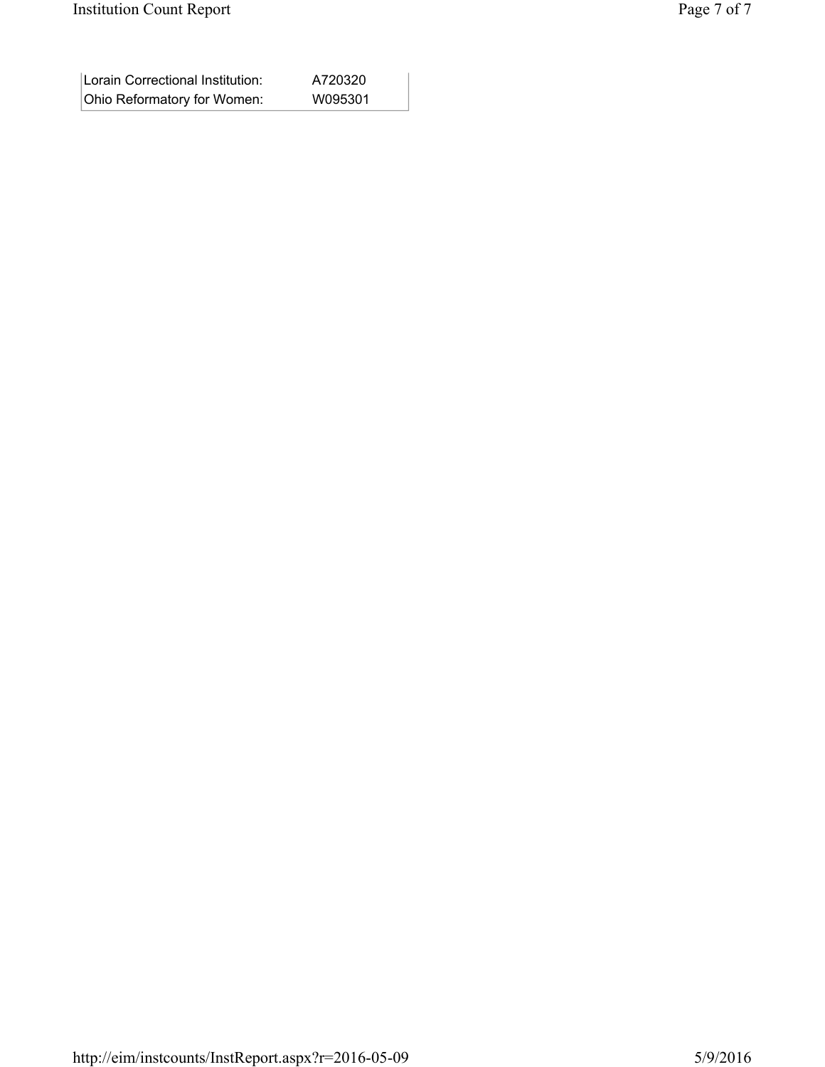| | |
|---|---|
| Lorain Correctional Institution: | A720320 |
| Ohio Reformatory for Women: | W095301 |